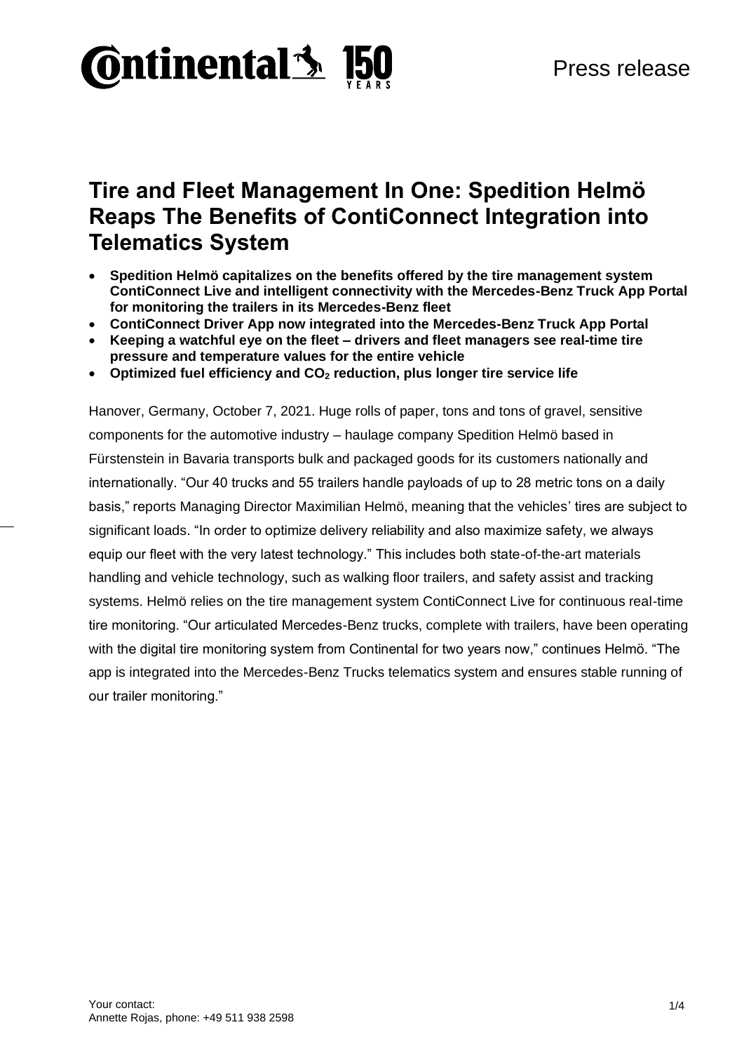Press release

# Tire and Fleet Management In One: Spedition Helmö Reaps The Benefits of ContiConnect Integration into Telematics System

- **Spedition Helmö capitalizes on the benefits offered by the tire management system ContiConnect Live and intelligent connectivity with the Mercedes-Benz Truck App Portal for monitoring the trailers in its Mercedes-Benz fleet**
- **ContiConnect Driver App now integrated into the Mercedes-Benz Truck App Portal**
- **Keeping a watchful eye on the fleet – drivers and fleet managers see real-time tire pressure and temperature values for the entire vehicle**
- **Optimized fuel efficiency and $CO_2$ reduction, plus longer tire service life**

Hanover, Germany, October 7, 2021. Huge rolls of paper, tons and tons of gravel, sensitive components for the automotive industry – haulage company Spedition Helmö based in Fürstenstein in Bavaria transports bulk and packaged goods for its customers nationally and internationally. "Our 40 trucks and 55 trailers handle payloads of up to 28 metric tons on a daily basis," reports Managing Director Maximilian Helmö, meaning that the vehicles' tires are subject to significant loads. "In order to optimize delivery reliability and also maximize safety, we always equip our fleet with the very latest technology." This includes both state-of-the-art materials handling and vehicle technology, such as walking floor trailers, and safety assist and tracking systems. Helmö relies on the tire management system ContiConnect Live for continuous real-time tire monitoring. "Our articulated Mercedes-Benz trucks, complete with trailers, have been operating with the digital tire monitoring system from Continental for two years now," continues Helmö. "The app is integrated into the Mercedes-Benz Trucks telematics system and ensures stable running of our trailer monitoring."

Your contact:
Annette Rojas, phone: +49 511 938 2598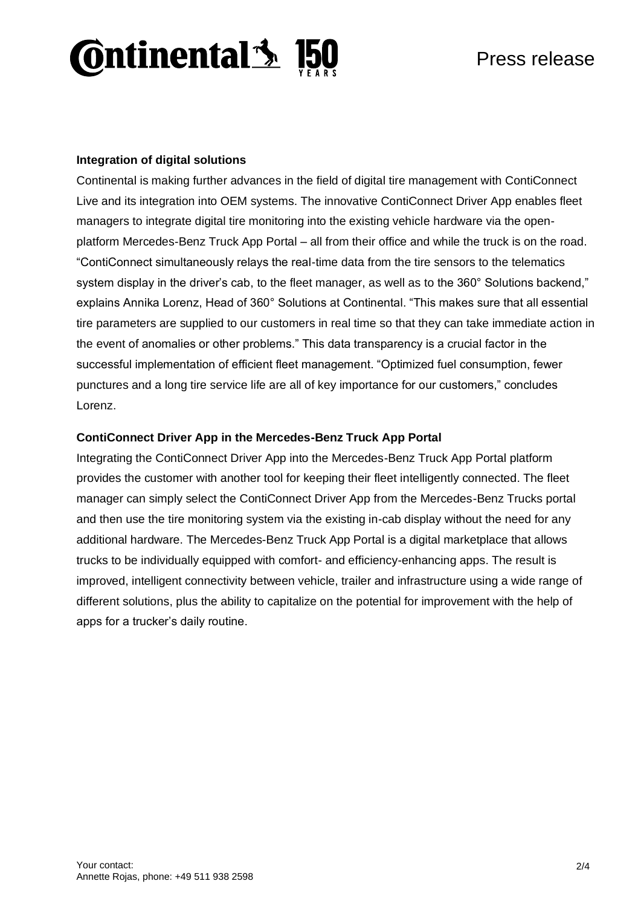**Integration of digital solutions**

Continental is making further advances in the field of digital tire management with ContiConnect Live and its integration into OEM systems. The innovative ContiConnect Driver App enables fleet managers to integrate digital tire monitoring into the existing vehicle hardware via the open-platform Mercedes-Benz Truck App Portal – all from their office and while the truck is on the road. "ContiConnect simultaneously relays the real-time data from the tire sensors to the telematics system display in the driver's cab, to the fleet manager, as well as to the 360° Solutions backend," explains Annika Lorenz, Head of 360° Solutions at Continental. "This makes sure that all essential tire parameters are supplied to our customers in real time so that they can take immediate action in the event of anomalies or other problems." This data transparency is a crucial factor in the successful implementation of efficient fleet management. "Optimized fuel consumption, fewer punctures and a long tire service life are all of key importance for our customers," concludes Lorenz.

**ContiConnect Driver App in the Mercedes-Benz Truck App Portal**

Integrating the ContiConnect Driver App into the Mercedes-Benz Truck App Portal platform provides the customer with another tool for keeping their fleet intelligently connected. The fleet manager can simply select the ContiConnect Driver App from the Mercedes-Benz Trucks portal and then use the tire monitoring system via the existing in-cab display without the need for any additional hardware. The Mercedes-Benz Truck App Portal is a digital marketplace that allows trucks to be individually equipped with comfort- and efficiency-enhancing apps. The result is improved, intelligent connectivity between vehicle, trailer and infrastructure using a wide range of different solutions, plus the ability to capitalize on the potential for improvement with the help of apps for a trucker's daily routine.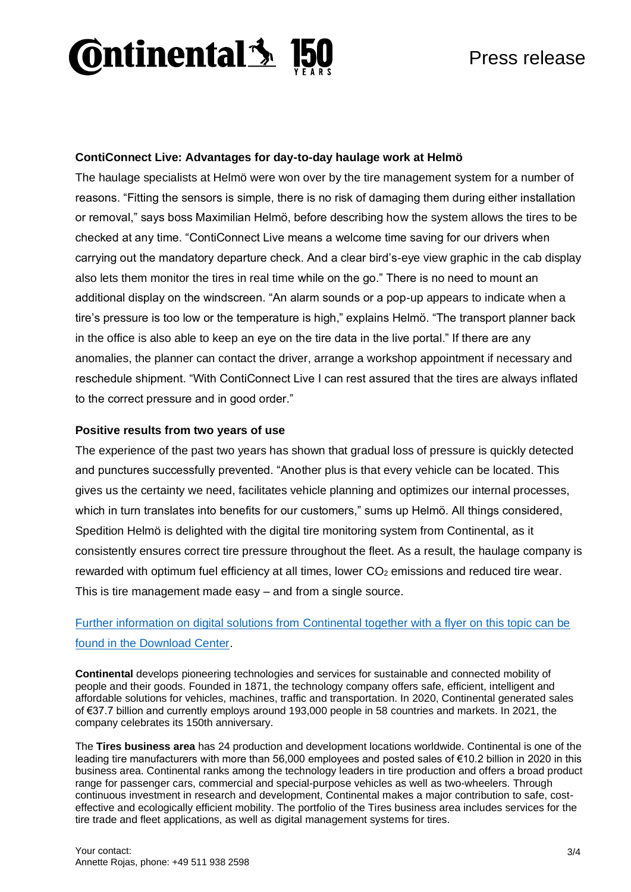**ContiConnect Live: Advantages for day-to-day haulage work at Helmö**

The haulage specialists at Helmö were won over by the tire management system for a number of reasons. "Fitting the sensors is simple, there is no risk of damaging them during either installation or removal," says boss Maximilian Helmö, before describing how the system allows the tires to be checked at any time. "ContiConnect Live means a welcome time saving for our drivers when carrying out the mandatory departure check. And a clear bird's-eye view graphic in the cab display also lets them monitor the tires in real time while on the go." There is no need to mount an additional display on the windscreen. "An alarm sounds or a pop-up appears to indicate when a tire's pressure is too low or the temperature is high," explains Helmö. "The transport planner back in the office is also able to keep an eye on the tire data in the live portal." If there are any anomalies, the planner can contact the driver, arrange a workshop appointment if necessary and reschedule shipment. "With ContiConnect Live I can rest assured that the tires are always inflated to the correct pressure and in good order."

**Positive results from two years of use**

The experience of the past two years has shown that gradual loss of pressure is quickly detected and punctures successfully prevented. "Another plus is that every vehicle can be located. This gives us the certainty we need, facilitates vehicle planning and optimizes our internal processes, which in turn translates into benefits for our customers," sums up Helmö. All things considered, Spedition Helmö is delighted with the digital tire monitoring system from Continental, as it consistently ensures correct tire pressure throughout the fleet. As a result, the haulage company is rewarded with optimum fuel efficiency at all times, lower $CO_2$ emissions and reduced tire wear. This is tire management made easy – and from a single source.

Further information on digital solutions from Continental together with a flyer on this topic can be found in the Download Center.

**Continental** develops pioneering technologies and services for sustainable and connected mobility of people and their goods. Founded in 1871, the technology company offers safe, efficient, intelligent and affordable solutions for vehicles, machines, traffic and transportation. In 2020, Continental generated sales of €37.7 billion and currently employs around 193,000 people in 58 countries and markets. In 2021, the company celebrates its 150th anniversary.

The **Tires business area** has 24 production and development locations worldwide. Continental is one of the leading tire manufacturers with more than 56,000 employees and posted sales of €10.2 billion in 2020 in this business area. Continental ranks among the technology leaders in tire production and offers a broad product range for passenger cars, commercial and special-purpose vehicles as well as two-wheelers. Through continuous investment in research and development, Continental makes a major contribution to safe, cost-effective and ecologically efficient mobility. The portfolio of the Tires business area includes services for the tire trade and fleet applications, as well as digital management systems for tires.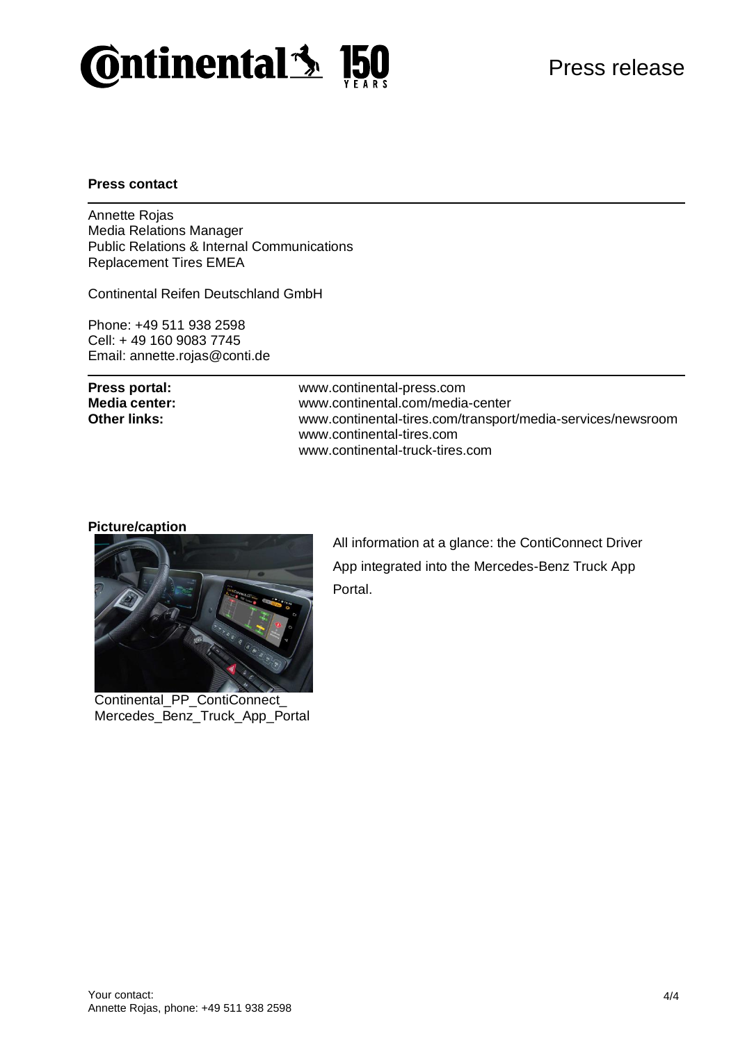**Press contact**

Annette Rojas
Media Relations Manager
Public Relations & Internal Communications
Replacement Tires EMEA

Continental Reifen Deutschland GmbH

Phone: +49 511 938 2598
Cell: + 49 160 9083 7745
Email: annette.rojas@conti.de

| | |
|---|---|
| **Press portal:** | www.continental-press.com |
| **Media center:** | www.continental.com/media-center |
| **Other links:** | www.continental-tires.com/transport/media-services/newsroom<br>www.continental-tires.com<br>www.continental-truck-tires.com |

**Picture/caption**

Continental_PP_ContiConnect_Mercedes_Benz_Truck_App_Portal

All information at a glance: the ContiConnect Driver App integrated into the Mercedes-Benz Truck App Portal.